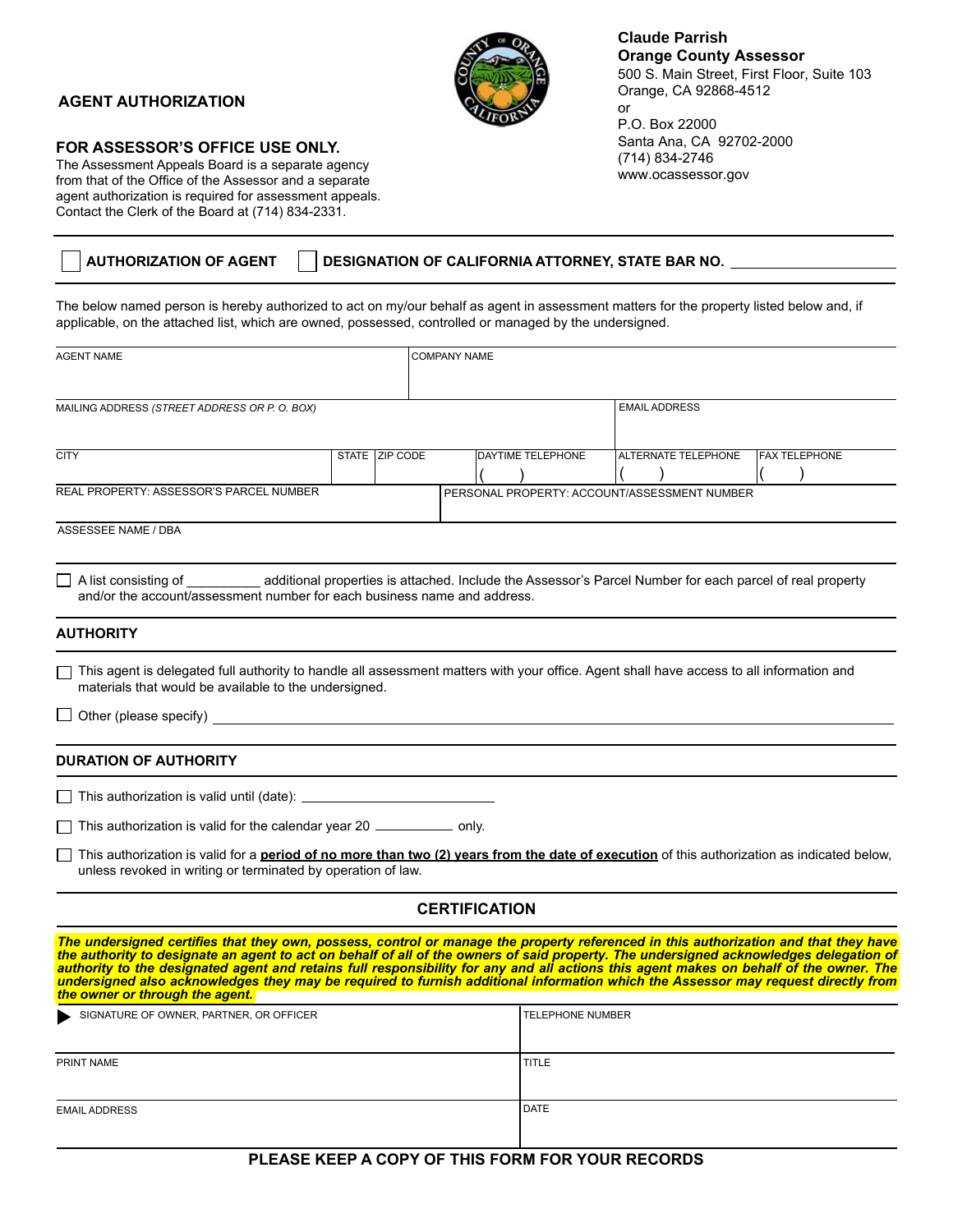**Claude Parrish**
**Orange County Assessor**
500 S. Main Street, First Floor, Suite 103
Orange, CA 92868-4512
or
P.O. Box 22000
Santa Ana, CA 92702-2000
(714) 834-2746
www.ocassessor.gov

## AGENT AUTHORIZATION

### FOR ASSESSOR'S OFFICE USE ONLY.

The Assessment Appeals Board is a separate agency from that of the Office of the Assessor and a separate agent authorization is required for assessment appeals. Contact the Clerk of the Board at (714) 834-2331.

☐ **AUTHORIZATION OF AGENT** ☐ **DESIGNATION OF CALIFORNIA ATTORNEY, STATE BAR NO.** ______________

The below named person is hereby authorized to act on my/our behalf as agent in assessment matters for the property listed below and, if applicable, on the attached list, which are owned, possessed, controlled or managed by the undersigned.

| AGENT NAME | | | COMPANY NAME | | |
|---|---|---|---|---|---|
| MAILING ADDRESS *(STREET ADDRESS OR P. O. BOX)* | | | | EMAIL ADDRESS | |
| CITY | STATE | ZIP CODE | DAYTIME TELEPHONE ( ) | ALTERNATE TELEPHONE ( ) | FAX TELEPHONE ( ) |
| REAL PROPERTY: ASSESSOR'S PARCEL NUMBER | | | PERSONAL PROPERTY: ACCOUNT/ASSESSMENT NUMBER | | |
| ASSESSEE NAME / DBA | | | | | |

☐ A list consisting of __________ additional properties is attached. Include the Assessor's Parcel Number for each parcel of real property and/or the account/assessment number for each business name and address.

### AUTHORITY

☐ This agent is delegated full authority to handle all assessment matters with your office. Agent shall have access to all information and materials that would be available to the undersigned.

☐ Other (please specify) ______________________________

### DURATION OF AUTHORITY

☐ This authorization is valid until (date): ______________

☐ This authorization is valid for the calendar year 20 __________ only.

☐ This authorization is valid for a **period of no more than two (2) years from the date of execution** of this authorization as indicated below, unless revoked in writing or terminated by operation of law.

### CERTIFICATION

***The undersigned certifies that they own, possess, control or manage the property referenced in this authorization and that they have the authority to designate an agent to act on behalf of all of the owners of said property. The undersigned acknowledges delegation of authority to the designated agent and retains full responsibility for any and all actions this agent makes on behalf of the owner. The undersigned also acknowledges they may be required to furnish additional information which the Assessor may request directly from the owner or through the agent.***

| ▶ SIGNATURE OF OWNER, PARTNER, OR OFFICER | TELEPHONE NUMBER |
|---|---|
| PRINT NAME | TITLE |
| EMAIL ADDRESS | DATE |

**PLEASE KEEP A COPY OF THIS FORM FOR YOUR RECORDS**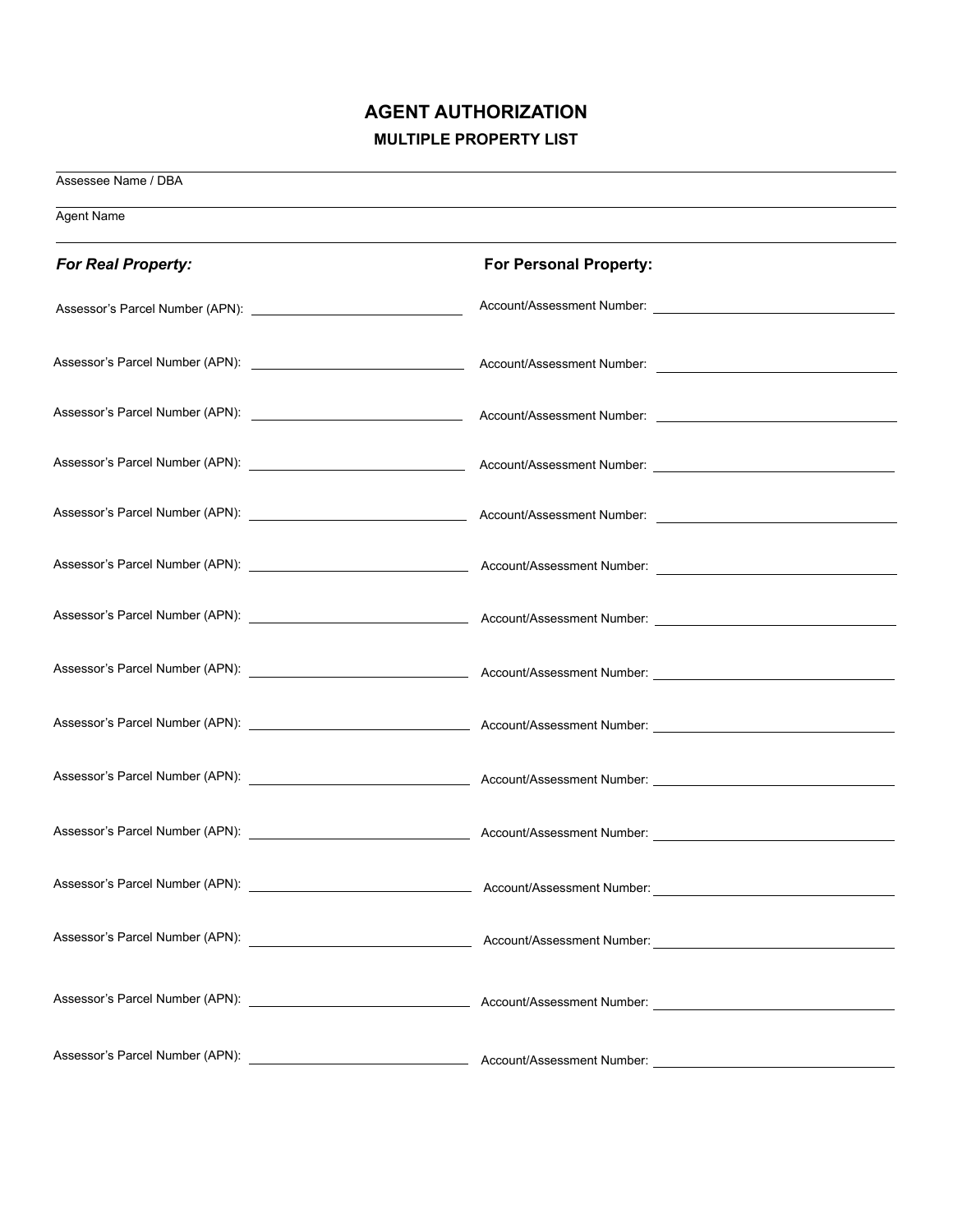# AGENT AUTHORIZATION

## MULTIPLE PROPERTY LIST

Assessee Name / DBA

Agent Name

| *For Real Property:* | **For Personal Property:** |
| --- | --- |
| Assessor's Parcel Number (APN): ______________________ | Account/Assessment Number: ______________________ |
| Assessor's Parcel Number (APN): ______________________ | Account/Assessment Number: ______________________ |
| Assessor's Parcel Number (APN): ______________________ | Account/Assessment Number: ______________________ |
| Assessor's Parcel Number (APN): ______________________ | Account/Assessment Number: ______________________ |
| Assessor's Parcel Number (APN): ______________________ | Account/Assessment Number: ______________________ |
| Assessor's Parcel Number (APN): ______________________ | Account/Assessment Number: ______________________ |
| Assessor's Parcel Number (APN): ______________________ | Account/Assessment Number: ______________________ |
| Assessor's Parcel Number (APN): ______________________ | Account/Assessment Number: ______________________ |
| Assessor's Parcel Number (APN): ______________________ | Account/Assessment Number: ______________________ |
| Assessor's Parcel Number (APN): ______________________ | Account/Assessment Number: ______________________ |
| Assessor's Parcel Number (APN): ______________________ | Account/Assessment Number: ______________________ |
| Assessor's Parcel Number (APN): ______________________ | Account/Assessment Number: ______________________ |
| Assessor's Parcel Number (APN): ______________________ | Account/Assessment Number: ______________________ |
| Assessor's Parcel Number (APN): ______________________ | Account/Assessment Number: ______________________ |
| Assessor's Parcel Number (APN): ______________________ | Account/Assessment Number: ______________________ |